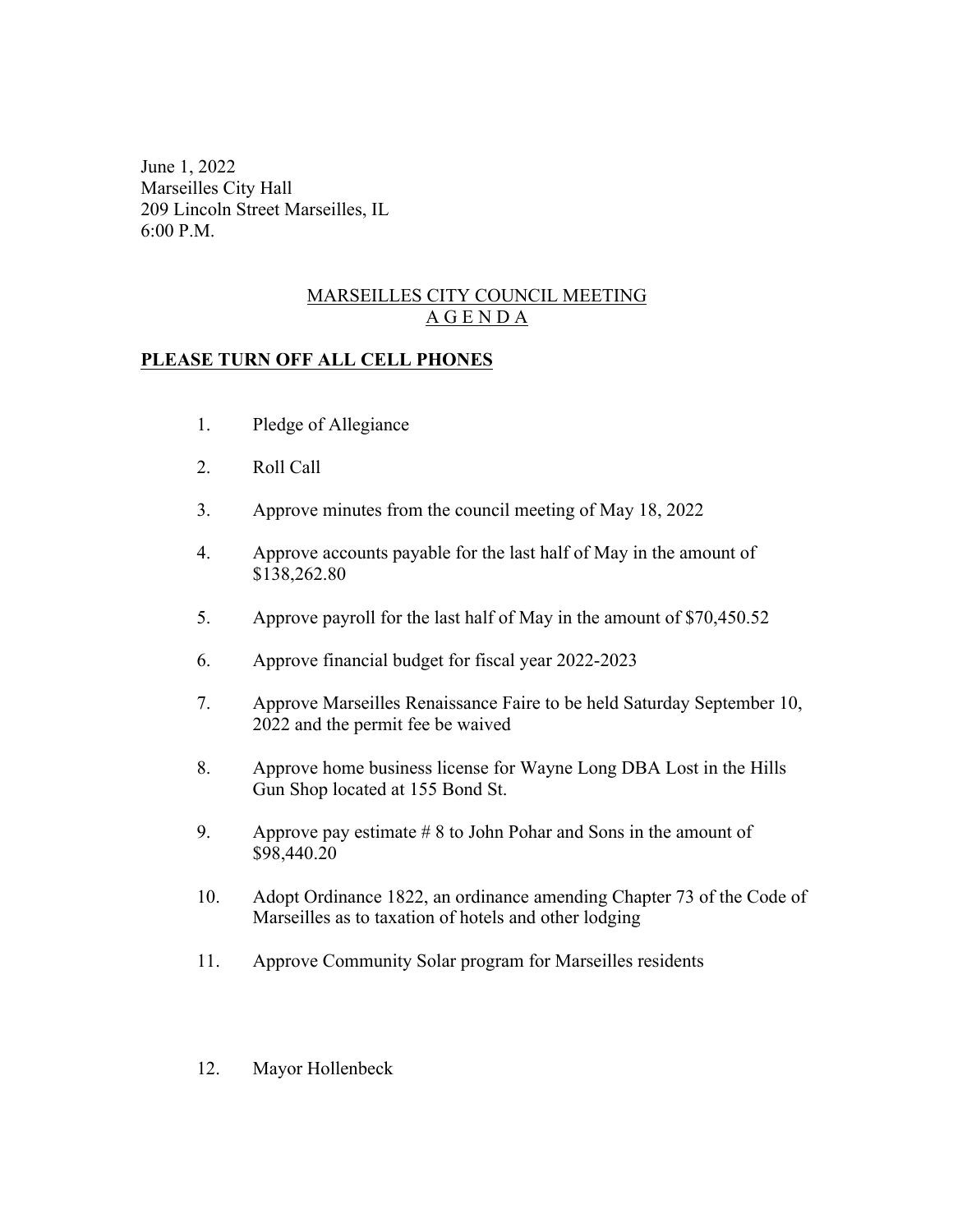June 1, 2022
Marseilles City Hall
209 Lincoln Street Marseilles, IL
6:00 P.M.

## MARSEILLES CITY COUNCIL MEETING
## A G E N D A

**PLEASE TURN OFF ALL CELL PHONES**

1. Pledge of Allegiance

2. Roll Call

3. Approve minutes from the council meeting of May 18, 2022

4. Approve accounts payable for the last half of May in the amount of $138,262.80

5. Approve payroll for the last half of May in the amount of $70,450.52

6. Approve financial budget for fiscal year 2022-2023

7. Approve Marseilles Renaissance Faire to be held Saturday September 10, 2022 and the permit fee be waived

8. Approve home business license for Wayne Long DBA Lost in the Hills Gun Shop located at 155 Bond St.

9. Approve pay estimate # 8 to John Pohar and Sons in the amount of $98,440.20

10. Adopt Ordinance 1822, an ordinance amending Chapter 73 of the Code of Marseilles as to taxation of hotels and other lodging

11. Approve Community Solar program for Marseilles residents

12. Mayor Hollenbeck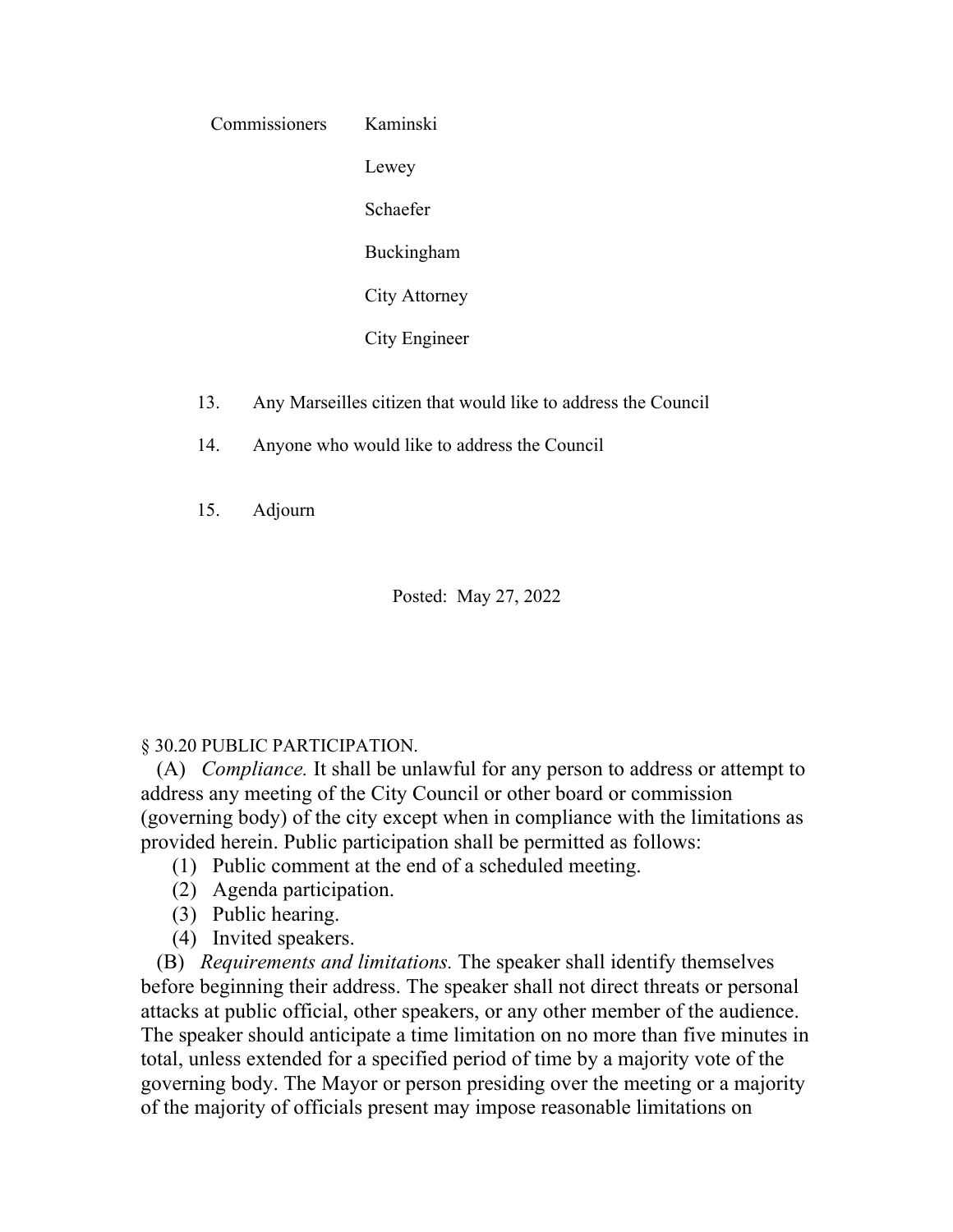Commissioners Kaminski

Lewey

Schaefer

Buckingham

City Attorney

City Engineer

13. Any Marseilles citizen that would like to address the Council

14. Anyone who would like to address the Council

15. Adjourn

Posted: May 27, 2022

§ 30.20 PUBLIC PARTICIPATION.

(A) *Compliance.* It shall be unlawful for any person to address or attempt to address any meeting of the City Council or other board or commission (governing body) of the city except when in compliance with the limitations as provided herein. Public participation shall be permitted as follows:

(1) Public comment at the end of a scheduled meeting.
(2) Agenda participation.
(3) Public hearing.
(4) Invited speakers.

(B) *Requirements and limitations.* The speaker shall identify themselves before beginning their address. The speaker shall not direct threats or personal attacks at public official, other speakers, or any other member of the audience. The speaker should anticipate a time limitation on no more than five minutes in total, unless extended for a specified period of time by a majority vote of the governing body. The Mayor or person presiding over the meeting or a majority of the majority of officials present may impose reasonable limitations on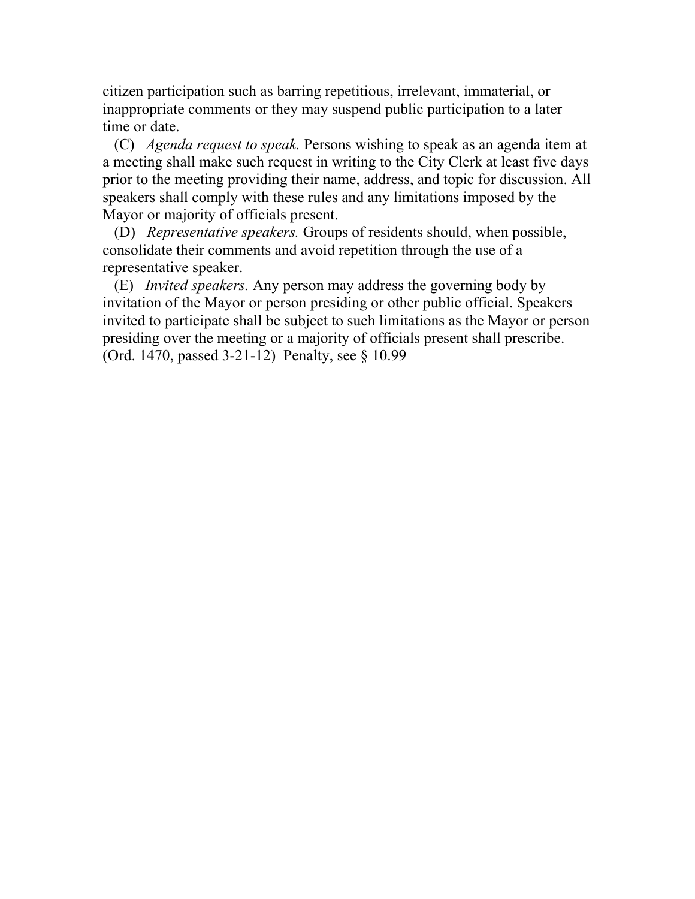citizen participation such as barring repetitious, irrelevant, immaterial, or inappropriate comments or they may suspend public participation to a later time or date.

(C) *Agenda request to speak.* Persons wishing to speak as an agenda item at a meeting shall make such request in writing to the City Clerk at least five days prior to the meeting providing their name, address, and topic for discussion. All speakers shall comply with these rules and any limitations imposed by the Mayor or majority of officials present.

(D) *Representative speakers.* Groups of residents should, when possible, consolidate their comments and avoid repetition through the use of a representative speaker.

(E) *Invited speakers.* Any person may address the governing body by invitation of the Mayor or person presiding or other public official. Speakers invited to participate shall be subject to such limitations as the Mayor or person presiding over the meeting or a majority of officials present shall prescribe.
(Ord. 1470, passed 3-21-12) Penalty, see § 10.99